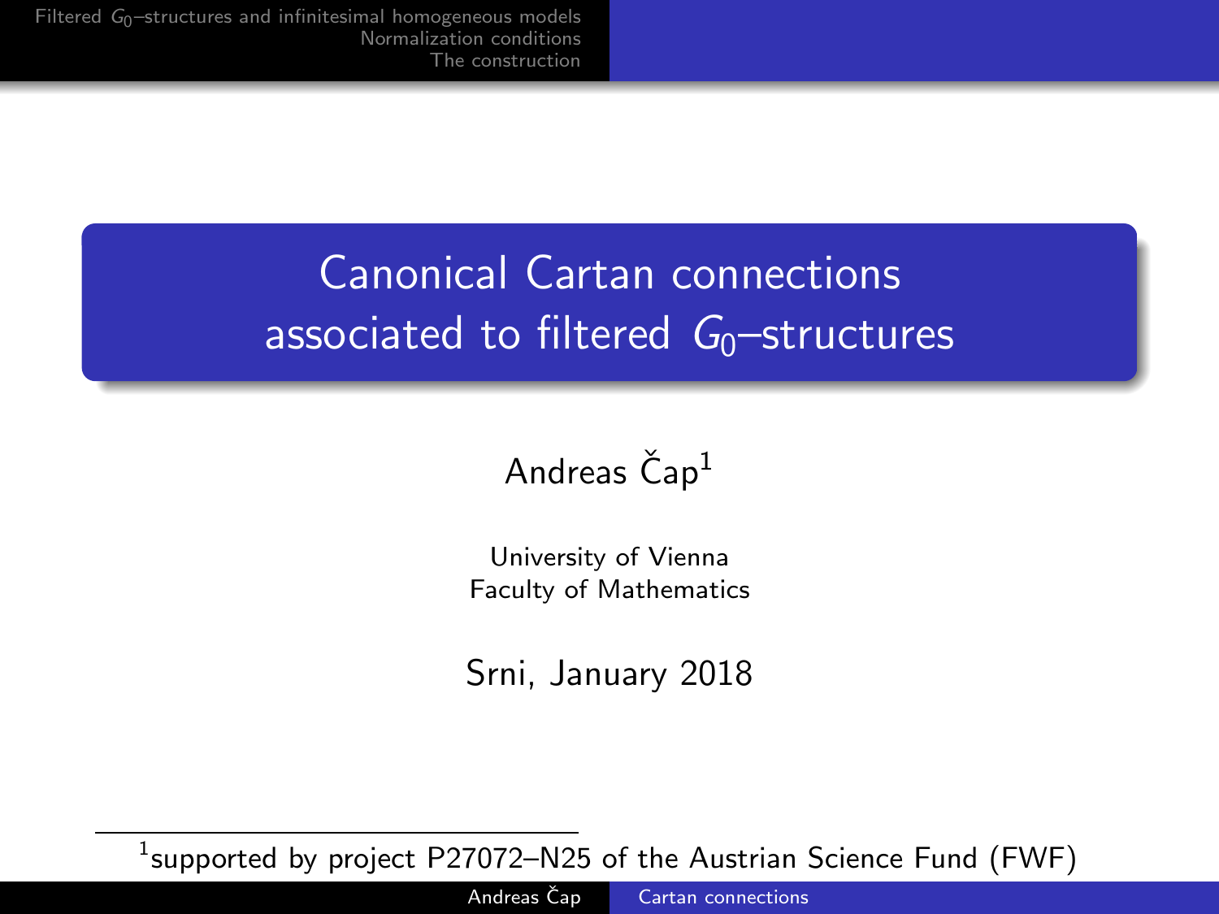# Canonical Cartan connections associated to filtered $G_0$–structures

Andreas Čap[1]

University of Vienna
Faculty of Mathematics

Srni, January 2018

[1] supported by project P27072–N25 of the Austrian Science Fund (FWF)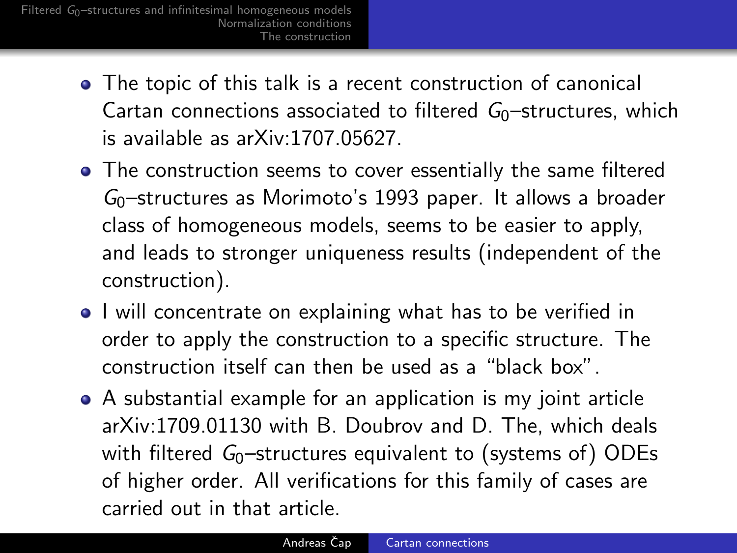- The topic of this talk is a recent construction of canonical Cartan connections associated to filtered $G_0$–structures, which is available as arXiv:1707.05627.
- The construction seems to cover essentially the same filtered $G_0$–structures as Morimoto's 1993 paper. It allows a broader class of homogeneous models, seems to be easier to apply, and leads to stronger uniqueness results (independent of the construction).
- I will concentrate on explaining what has to be verified in order to apply the construction to a specific structure. The construction itself can then be used as a "black box".
- A substantial example for an application is my joint article arXiv:1709.01130 with B. Doubrov and D. The, which deals with filtered $G_0$–structures equivalent to (systems of) ODEs of higher order. All verifications for this family of cases are carried out in that article.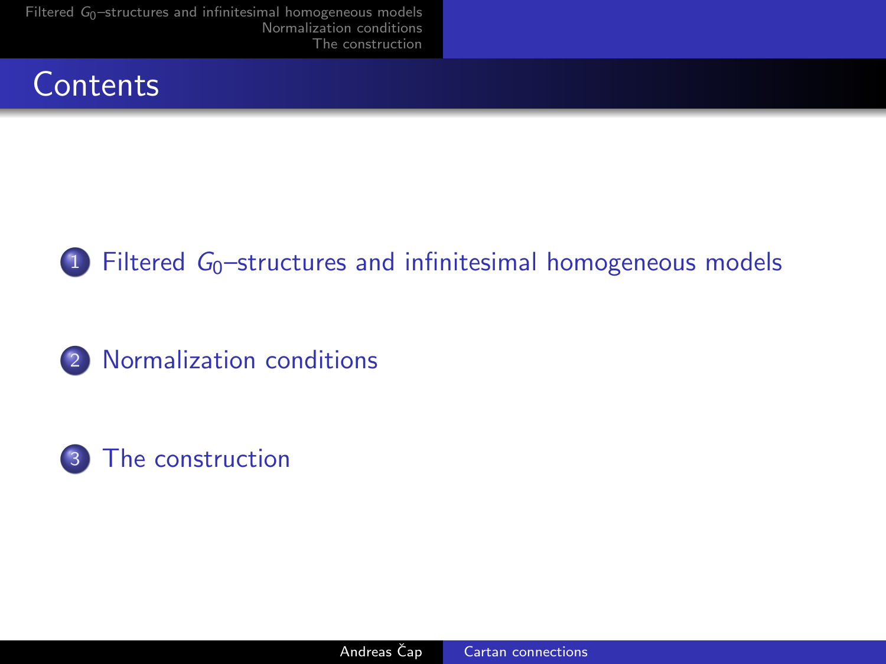# Contents

1. Filtered $G_0$–structures and infinitesimal homogeneous models
2. Normalization conditions
3. The construction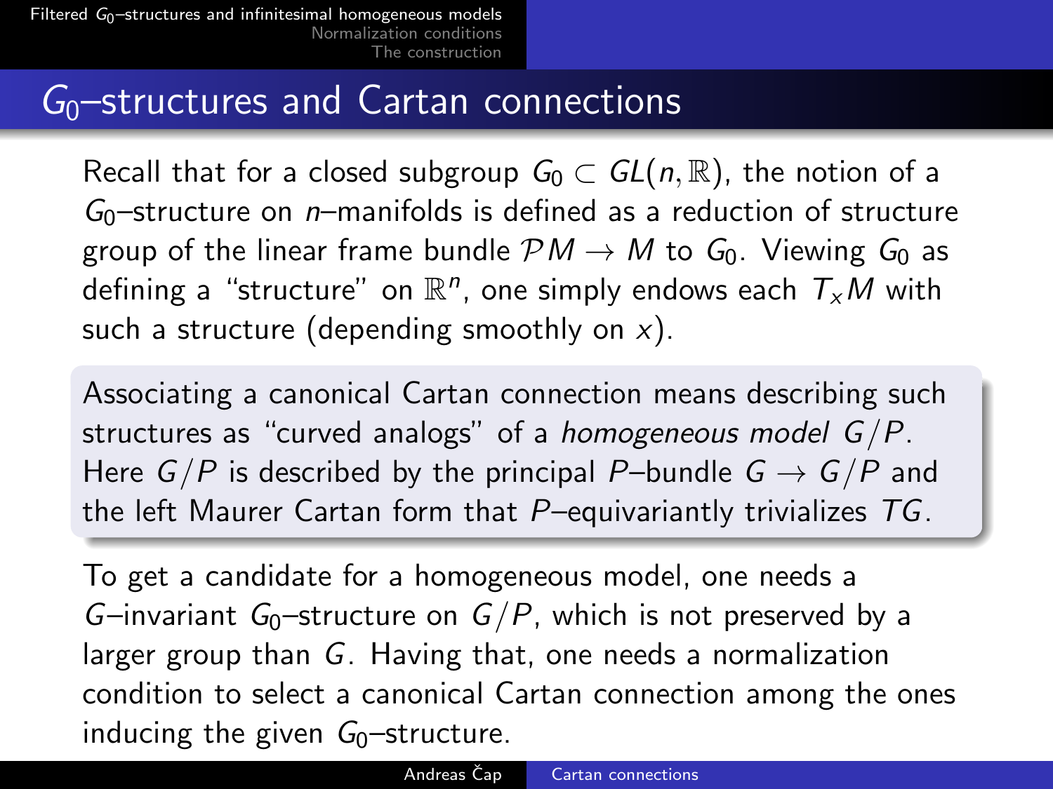## $G_0$–structures and Cartan connections

Recall that for a closed subgroup $G_0 \subset GL(n, \mathbb{R})$, the notion of a $G_0$–structure on $n$–manifolds is defined as a reduction of structure group of the linear frame bundle $\mathcal{P}M \to M$ to $G_0$. Viewing $G_0$ as defining a "structure" on $\mathbb{R}^n$, one simply endows each $T_xM$ with such a structure (depending smoothly on $x$).

Associating a canonical Cartan connection means describing such structures as "curved analogs" of a *homogeneous model* $G/P$. Here $G/P$ is described by the principal $P$–bundle $G \to G/P$ and the left Maurer Cartan form that $P$–equivariantly trivializes $TG$.

To get a candidate for a homogeneous model, one needs a $G$–invariant $G_0$–structure on $G/P$, which is not preserved by a larger group than $G$. Having that, one needs a normalization condition to select a canonical Cartan connection among the ones inducing the given $G_0$–structure.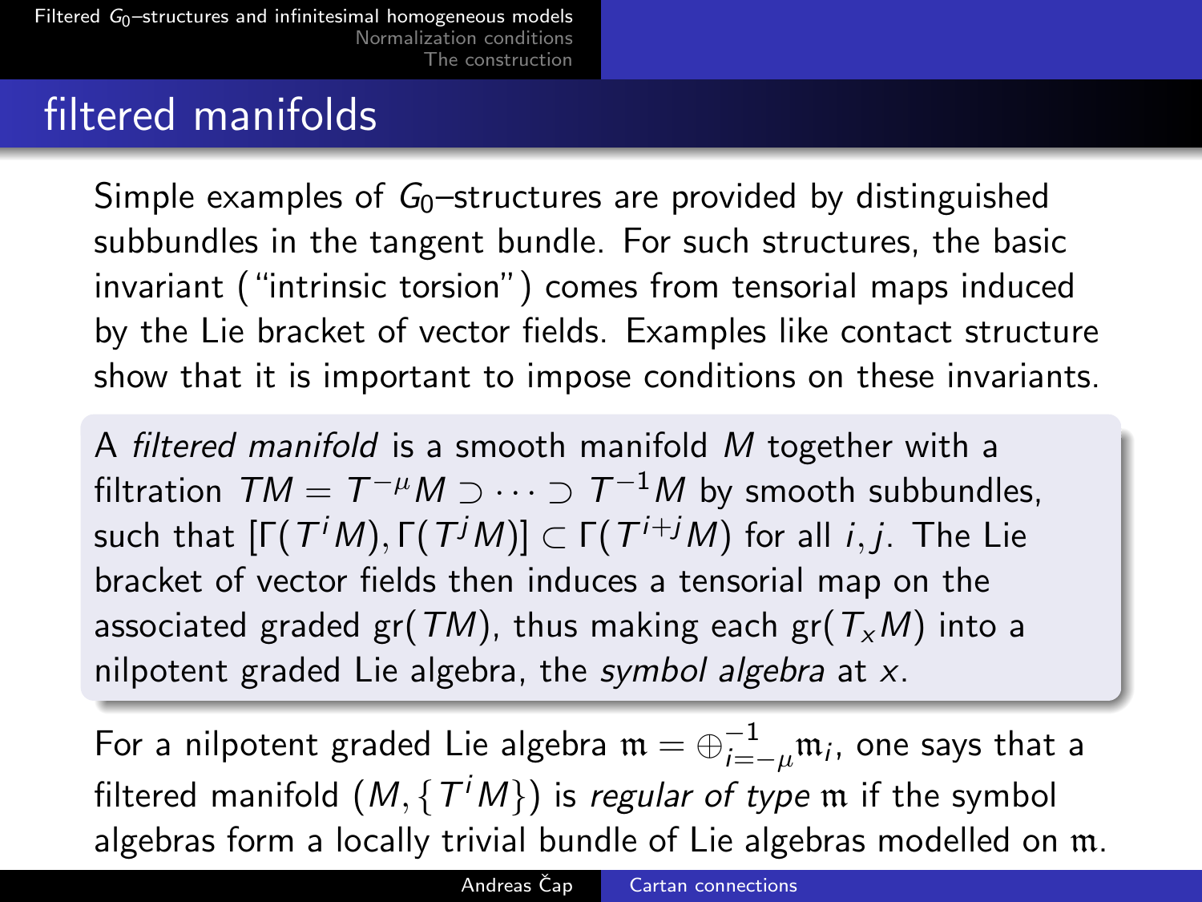## filtered manifolds

Simple examples of $G_0$–structures are provided by distinguished subbundles in the tangent bundle. For such structures, the basic invariant ("intrinsic torsion") comes from tensorial maps induced by the Lie bracket of vector fields. Examples like contact structure show that it is important to impose conditions on these invariants.

A *filtered manifold* is a smooth manifold $M$ together with a filtration $TM = T^{-\mu}M \supset \cdots \supset T^{-1}M$ by smooth subbundles, such that $[\Gamma(T^iM), \Gamma(T^jM)] \subset \Gamma(T^{i+j}M)$ for all $i, j$. The Lie bracket of vector fields then induces a tensorial map on the associated graded $\text{gr}(TM)$, thus making each $\text{gr}(T_xM)$ into a nilpotent graded Lie algebra, the *symbol algebra* at $x$.

For a nilpotent graded Lie algebra $\mathfrak{m} = \oplus_{i=-\mu}^{-1}\mathfrak{m}_i$, one says that a filtered manifold $(M, \{T^iM\})$ is *regular of type* $\mathfrak{m}$ if the symbol algebras form a locally trivial bundle of Lie algebras modelled on $\mathfrak{m}$.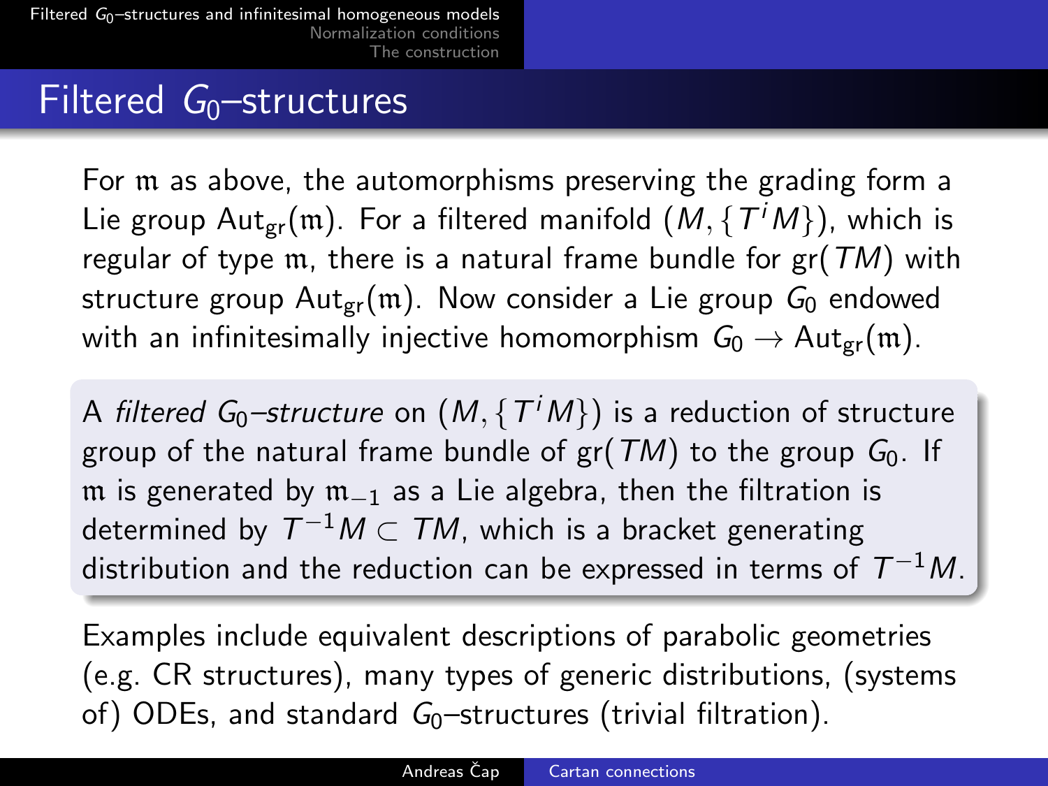# Filtered $G_0$–structures

For $\mathfrak{m}$ as above, the automorphisms preserving the grading form a Lie group $\mathrm{Aut}_{\mathrm{gr}}(\mathfrak{m})$. For a filtered manifold $(M, \{T^iM\})$, which is regular of type $\mathfrak{m}$, there is a natural frame bundle for $\mathrm{gr}(TM)$ with structure group $\mathrm{Aut}_{\mathrm{gr}}(\mathfrak{m})$. Now consider a Lie group $G_0$ endowed with an infinitesimally injective homomorphism $G_0 \to \mathrm{Aut}_{\mathrm{gr}}(\mathfrak{m})$.

A *filtered $G_0$–structure* on $(M, \{T^iM\})$ is a reduction of structure group of the natural frame bundle of $\mathrm{gr}(TM)$ to the group $G_0$. If $\mathfrak{m}$ is generated by $\mathfrak{m}_{-1}$ as a Lie algebra, then the filtration is determined by $T^{-1}M \subset TM$, which is a bracket generating distribution and the reduction can be expressed in terms of $T^{-1}M$.

Examples include equivalent descriptions of parabolic geometries (e.g. CR structures), many types of generic distributions, (systems of) ODEs, and standard $G_0$–structures (trivial filtration).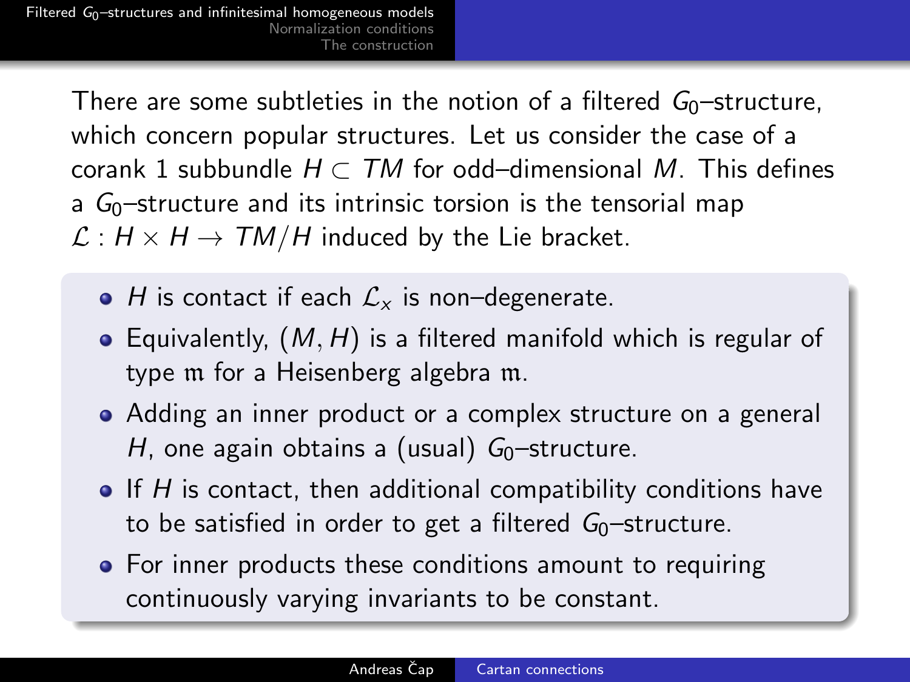There are some subtleties in the notion of a filtered $G_0$–structure, which concern popular structures. Let us consider the case of a corank 1 subbundle $H \subset TM$ for odd–dimensional $M$. This defines a $G_0$–structure and its intrinsic torsion is the tensorial map $\mathcal{L} : H \times H \to TM/H$ induced by the Lie bracket.

- $H$ is contact if each $\mathcal{L}_x$ is non–degenerate.
- Equivalently, $(M, H)$ is a filtered manifold which is regular of type $\mathfrak{m}$ for a Heisenberg algebra $\mathfrak{m}$.
- Adding an inner product or a complex structure on a general $H$, one again obtains a (usual) $G_0$–structure.
- If $H$ is contact, then additional compatibility conditions have to be satisfied in order to get a filtered $G_0$–structure.
- For inner products these conditions amount to requiring continuously varying invariants to be constant.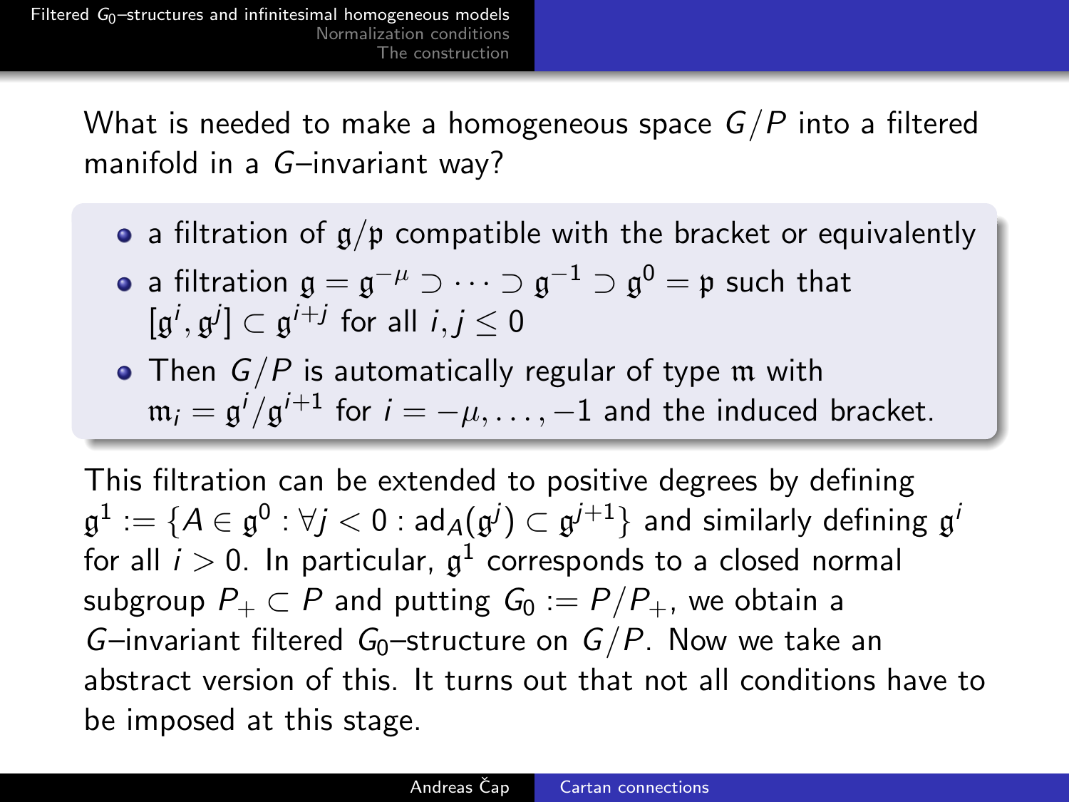What is needed to make a homogeneous space $G/P$ into a filtered manifold in a $G$–invariant way?

- a filtration of $\mathfrak{g}/\mathfrak{p}$ compatible with the bracket or equivalently
- a filtration $\mathfrak{g} = \mathfrak{g}^{-\mu} \supset \cdots \supset \mathfrak{g}^{-1} \supset \mathfrak{g}^0 = \mathfrak{p}$ such that $[\mathfrak{g}^i, \mathfrak{g}^j] \subset \mathfrak{g}^{i+j}$ for all $i, j \leq 0$
- Then $G/P$ is automatically regular of type $\mathfrak{m}$ with $\mathfrak{m}_i = \mathfrak{g}^i/\mathfrak{g}^{i+1}$ for $i = -\mu, \dots, -1$ and the induced bracket.

This filtration can be extended to positive degrees by defining $\mathfrak{g}^1 := \{A \in \mathfrak{g}^0 : \forall j < 0 : \mathrm{ad}_A(\mathfrak{g}^j) \subset \mathfrak{g}^{j+1}\}$ and similarly defining $\mathfrak{g}^i$ for all $i > 0$. In particular, $\mathfrak{g}^1$ corresponds to a closed normal subgroup $P_+ \subset P$ and putting $G_0 := P/P_+$, we obtain a $G$–invariant filtered $G_0$–structure on $G/P$. Now we take an abstract version of this. It turns out that not all conditions have to be imposed at this stage.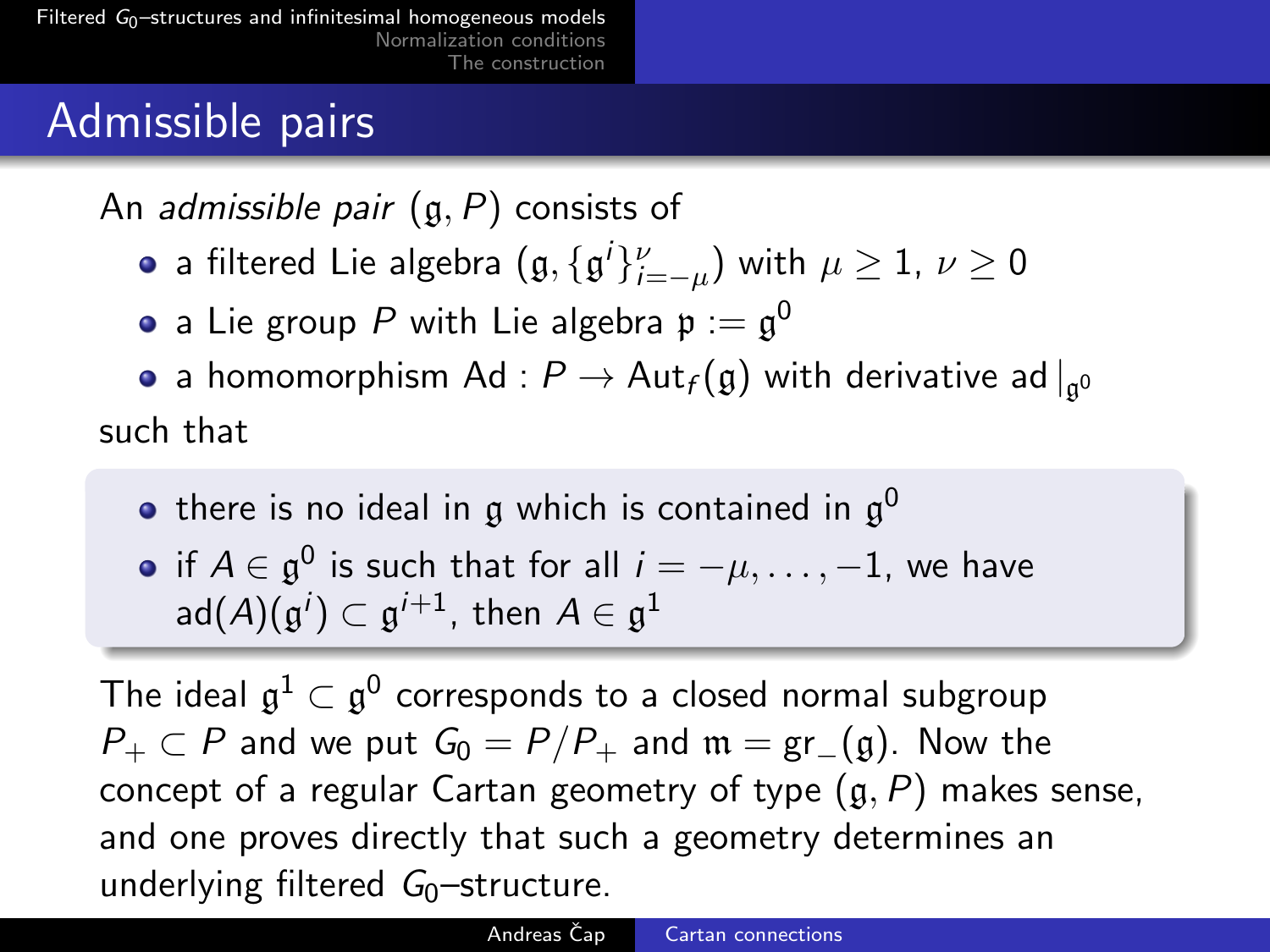## Admissible pairs

An *admissible pair* $(\mathfrak{g}, P)$ consists of

- a filtered Lie algebra $(\mathfrak{g}, \{\mathfrak{g}^i\}_{i=-\mu}^{\nu})$ with $\mu \geq 1$, $\nu \geq 0$
- a Lie group $P$ with Lie algebra $\mathfrak{p} := \mathfrak{g}^0$
- a homomorphism $\mathrm{Ad} : P \to \mathrm{Aut}_f(\mathfrak{g})$ with derivative $\mathrm{ad}|_{\mathfrak{g}^0}$

such that

- there is no ideal in $\mathfrak{g}$ which is contained in $\mathfrak{g}^0$
- if $A \in \mathfrak{g}^0$ is such that for all $i = -\mu, \dots, -1$, we have $\mathrm{ad}(A)(\mathfrak{g}^i) \subset \mathfrak{g}^{i+1}$, then $A \in \mathfrak{g}^1$

The ideal $\mathfrak{g}^1 \subset \mathfrak{g}^0$ corresponds to a closed normal subgroup $P_+ \subset P$ and we put $G_0 = P/P_+$ and $\mathfrak{m} = \mathrm{gr}_-(\mathfrak{g})$. Now the concept of a regular Cartan geometry of type $(\mathfrak{g}, P)$ makes sense, and one proves directly that such a geometry determines an underlying filtered $G_0$–structure.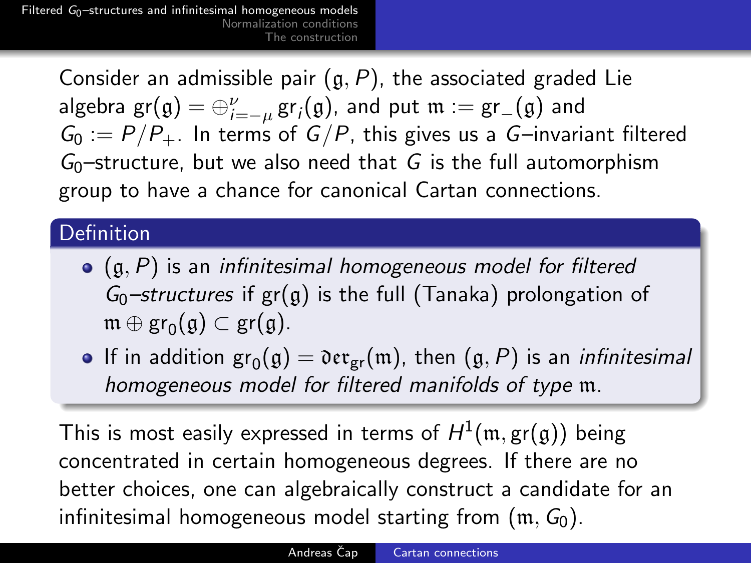Consider an admissible pair $(\mathfrak{g}, P)$, the associated graded Lie algebra $\mathrm{gr}(\mathfrak{g}) = \oplus_{i=-\mu}^{\nu} \mathrm{gr}_i(\mathfrak{g})$, and put $\mathfrak{m} := \mathrm{gr}_-(\mathfrak{g})$ and $G_0 := P/P_+$. In terms of $G/P$, this gives us a $G$–invariant filtered $G_0$–structure, but we also need that $G$ is the full automorphism group to have a chance for canonical Cartan connections.

### Definition

- $(\mathfrak{g}, P)$ is an *infinitesimal homogeneous model for filtered $G_0$–structures* if $\mathrm{gr}(\mathfrak{g})$ is the full (Tanaka) prolongation of $\mathfrak{m} \oplus \mathrm{gr}_0(\mathfrak{g}) \subset \mathrm{gr}(\mathfrak{g})$.
- If in addition $\mathrm{gr}_0(\mathfrak{g}) = \mathfrak{der}_{\mathrm{gr}}(\mathfrak{m})$, then $(\mathfrak{g}, P)$ is an *infinitesimal homogeneous model for filtered manifolds of type* $\mathfrak{m}$.

This is most easily expressed in terms of $H^1(\mathfrak{m}, \mathrm{gr}(\mathfrak{g}))$ being concentrated in certain homogeneous degrees. If there are no better choices, one can algebraically construct a candidate for an infinitesimal homogeneous model starting from $(\mathfrak{m}, G_0)$.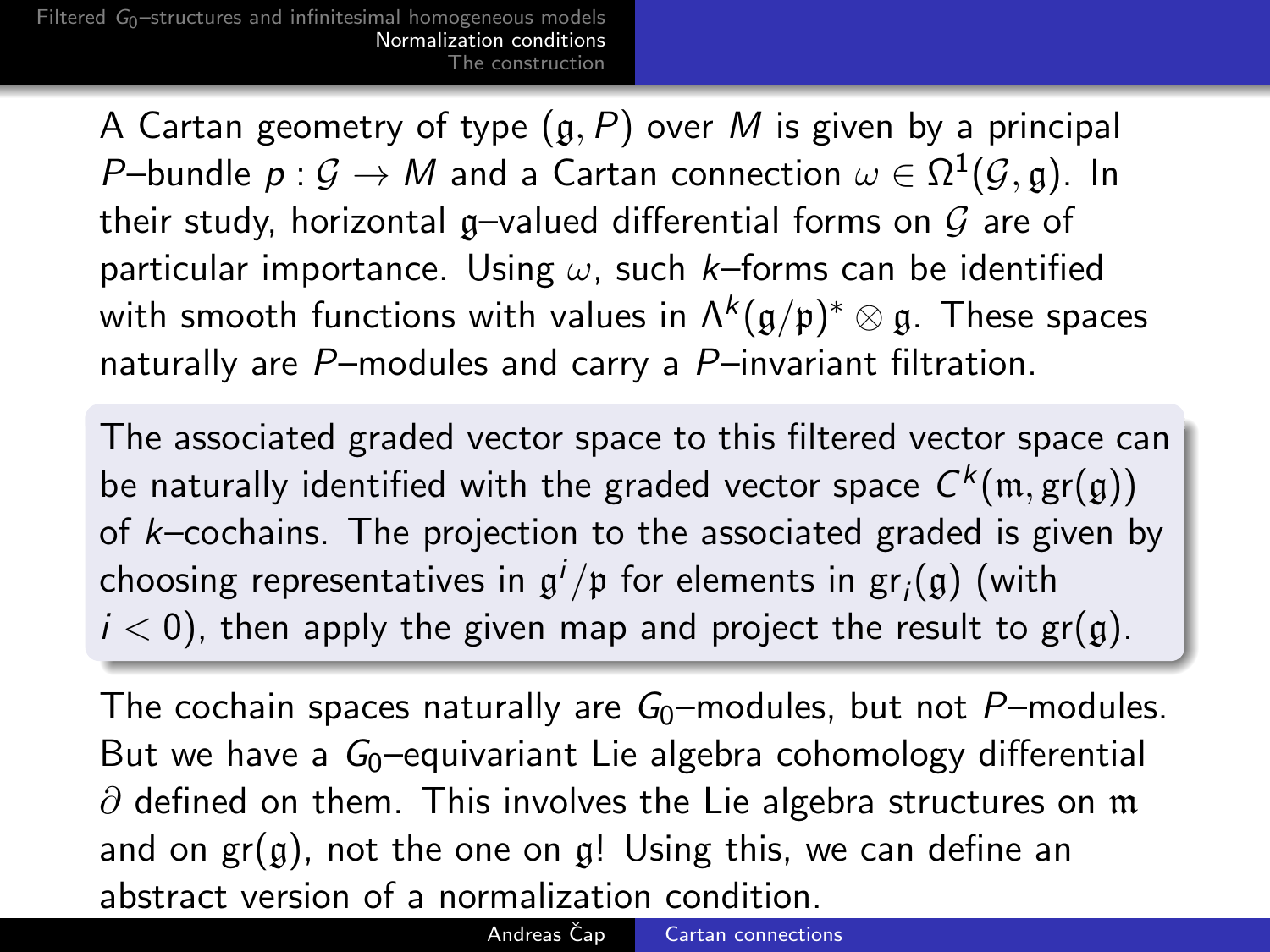A Cartan geometry of type $(\mathfrak{g}, P)$ over $M$ is given by a principal $P$–bundle $p : \mathcal{G} \to M$ and a Cartan connection $\omega \in \Omega^1(\mathcal{G}, \mathfrak{g})$. In their study, horizontal $\mathfrak{g}$–valued differential forms on $\mathcal{G}$ are of particular importance. Using $\omega$, such $k$–forms can be identified with smooth functions with values in $\Lambda^k(\mathfrak{g}/\mathfrak{p})^* \otimes \mathfrak{g}$. These spaces naturally are $P$–modules and carry a $P$–invariant filtration.

The associated graded vector space to this filtered vector space can be naturally identified with the graded vector space $C^k(\mathfrak{m}, \mathrm{gr}(\mathfrak{g}))$ of $k$–cochains. The projection to the associated graded is given by choosing representatives in $\mathfrak{g}^i/\mathfrak{p}$ for elements in $\mathrm{gr}_i(\mathfrak{g})$ (with $i < 0$), then apply the given map and project the result to $\mathrm{gr}(\mathfrak{g})$.

The cochain spaces naturally are $G_0$–modules, but not $P$–modules. But we have a $G_0$–equivariant Lie algebra cohomology differential $\partial$ defined on them. This involves the Lie algebra structures on $\mathfrak{m}$ and on $\mathrm{gr}(\mathfrak{g})$, not the one on $\mathfrak{g}$! Using this, we can define an abstract version of a normalization condition.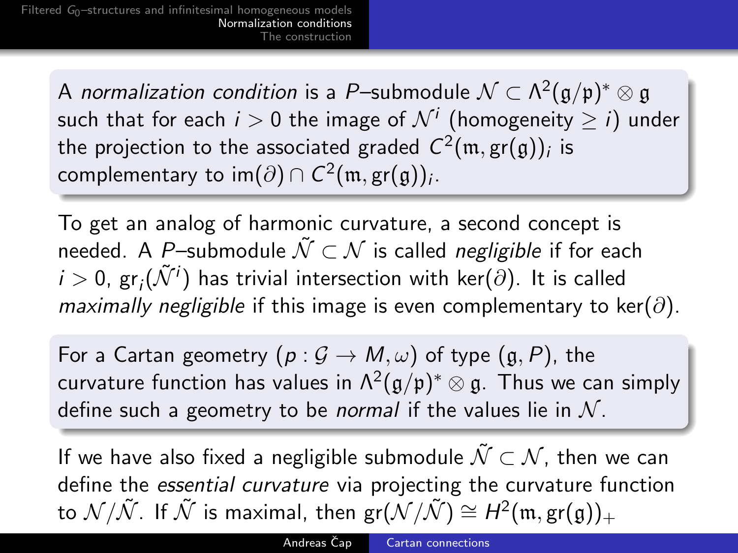A *normalization condition* is a $P$–submodule $\mathcal{N} \subset \Lambda^2(\mathfrak{g}/\mathfrak{p})^* \otimes \mathfrak{g}$ such that for each $i > 0$ the image of $\mathcal{N}^i$ (homogeneity $\geq i$) under the projection to the associated graded $C^2(\mathfrak{m}, \mathrm{gr}(\mathfrak{g}))_i$ is complementary to $\mathrm{im}(\partial) \cap C^2(\mathfrak{m}, \mathrm{gr}(\mathfrak{g}))_i$.

To get an analog of harmonic curvature, a second concept is needed. A $P$–submodule $\tilde{\mathcal{N}} \subset \mathcal{N}$ is called *negligible* if for each $i > 0$, $\mathrm{gr}_i(\tilde{\mathcal{N}}^i)$ has trivial intersection with $\ker(\partial)$. It is called *maximally negligible* if this image is even complementary to $\ker(\partial)$.

For a Cartan geometry $(p : \mathcal{G} \to M, \omega)$ of type $(\mathfrak{g}, P)$, the curvature function has values in $\Lambda^2(\mathfrak{g}/\mathfrak{p})^* \otimes \mathfrak{g}$. Thus we can simply define such a geometry to be *normal* if the values lie in $\mathcal{N}$.

If we have also fixed a negligible submodule $\tilde{\mathcal{N}} \subset \mathcal{N}$, then we can define the *essential curvature* via projecting the curvature function to $\mathcal{N}/\tilde{\mathcal{N}}$. If $\tilde{\mathcal{N}}$ is maximal, then $\mathrm{gr}(\mathcal{N}/\tilde{\mathcal{N}}) \cong H^2(\mathfrak{m}, \mathrm{gr}(\mathfrak{g}))_+$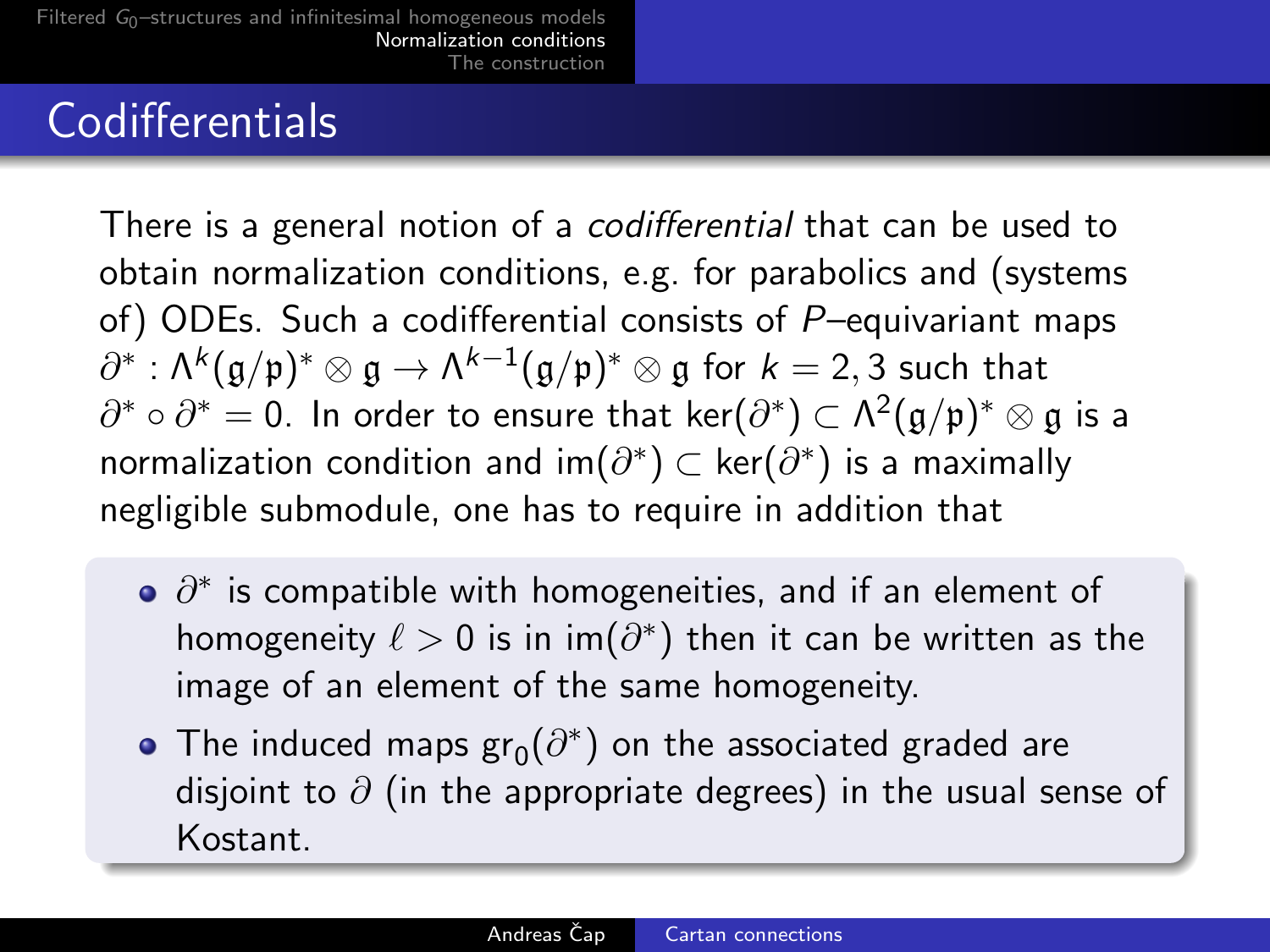# Codifferentials

There is a general notion of a *codifferential* that can be used to obtain normalization conditions, e.g. for parabolics and (systems of) ODEs. Such a codifferential consists of $P$–equivariant maps $\partial^* : \Lambda^k(\mathfrak{g}/\mathfrak{p})^* \otimes \mathfrak{g} \to \Lambda^{k-1}(\mathfrak{g}/\mathfrak{p})^* \otimes \mathfrak{g}$ for $k = 2, 3$ such that $\partial^* \circ \partial^* = 0$. In order to ensure that $\ker(\partial^*) \subset \Lambda^2(\mathfrak{g}/\mathfrak{p})^* \otimes \mathfrak{g}$ is a normalization condition and $\operatorname{im}(\partial^*) \subset \ker(\partial^*)$ is a maximally negligible submodule, one has to require in addition that

- $\partial^*$ is compatible with homogeneities, and if an element of homogeneity $\ell > 0$ is in $\operatorname{im}(\partial^*)$ then it can be written as the image of an element of the same homogeneity.
- The induced maps $\operatorname{gr}_0(\partial^*)$ on the associated graded are disjoint to $\partial$ (in the appropriate degrees) in the usual sense of Kostant.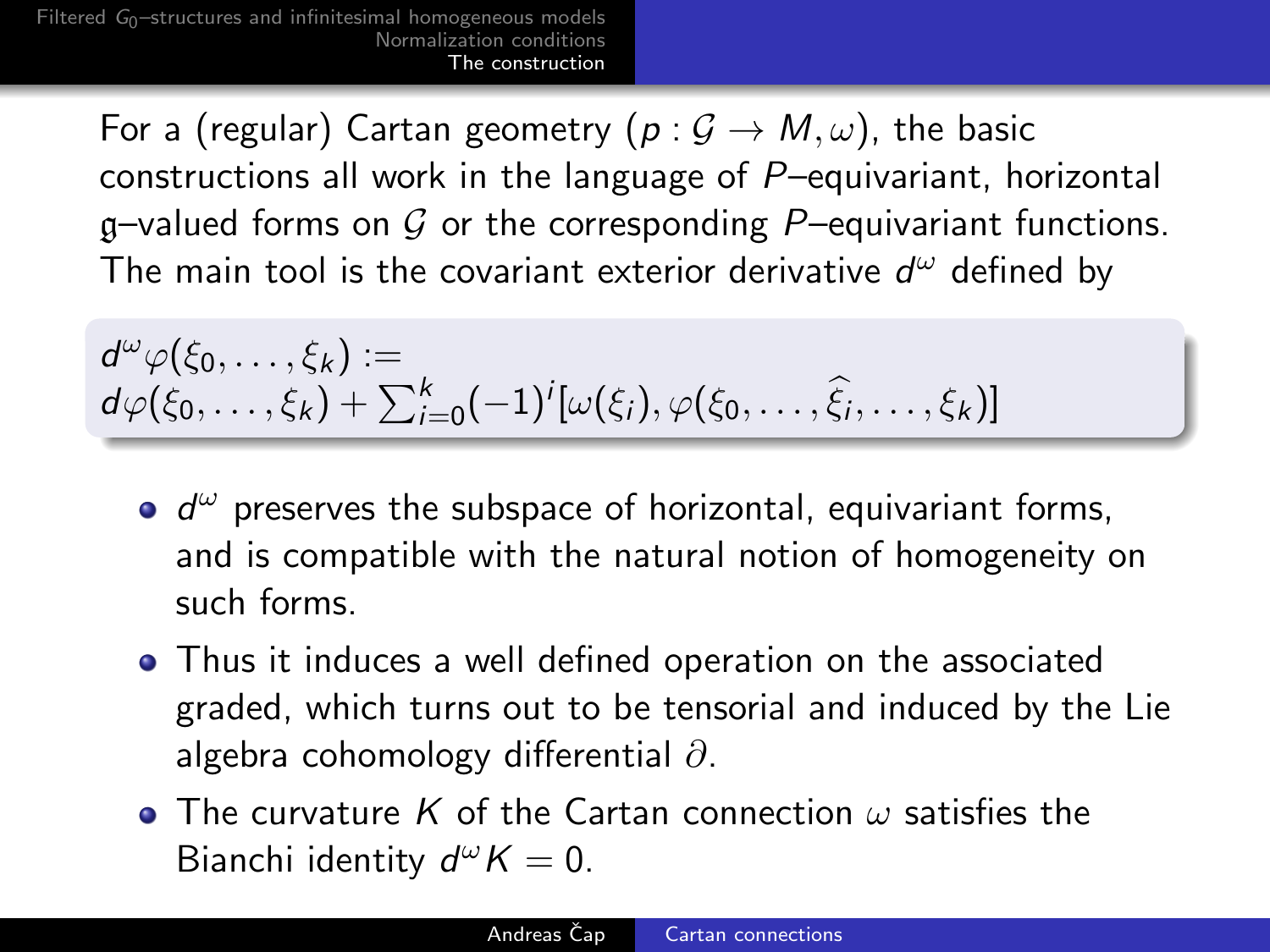For a (regular) Cartan geometry $(p : \mathcal{G} \to M, \omega)$, the basic constructions all work in the language of $P$–equivariant, horizontal $\mathfrak{g}$–valued forms on $\mathcal{G}$ or the corresponding $P$–equivariant functions. The main tool is the covariant exterior derivative $d^\omega$ defined by

$$
d^\omega \varphi(\xi_0, \dots, \xi_k) := \\
d\varphi(\xi_0, \dots, \xi_k) + \sum_{i=0}^{k} (-1)^i [\omega(\xi_i), \varphi(\xi_0, \dots, \widehat{\xi_i}, \dots, \xi_k)]
$$

- $d^\omega$ preserves the subspace of horizontal, equivariant forms, and is compatible with the natural notion of homogeneity on such forms.
- Thus it induces a well defined operation on the associated graded, which turns out to be tensorial and induced by the Lie algebra cohomology differential $\partial$.
- The curvature $K$ of the Cartan connection $\omega$ satisfies the Bianchi identity $d^\omega K = 0$.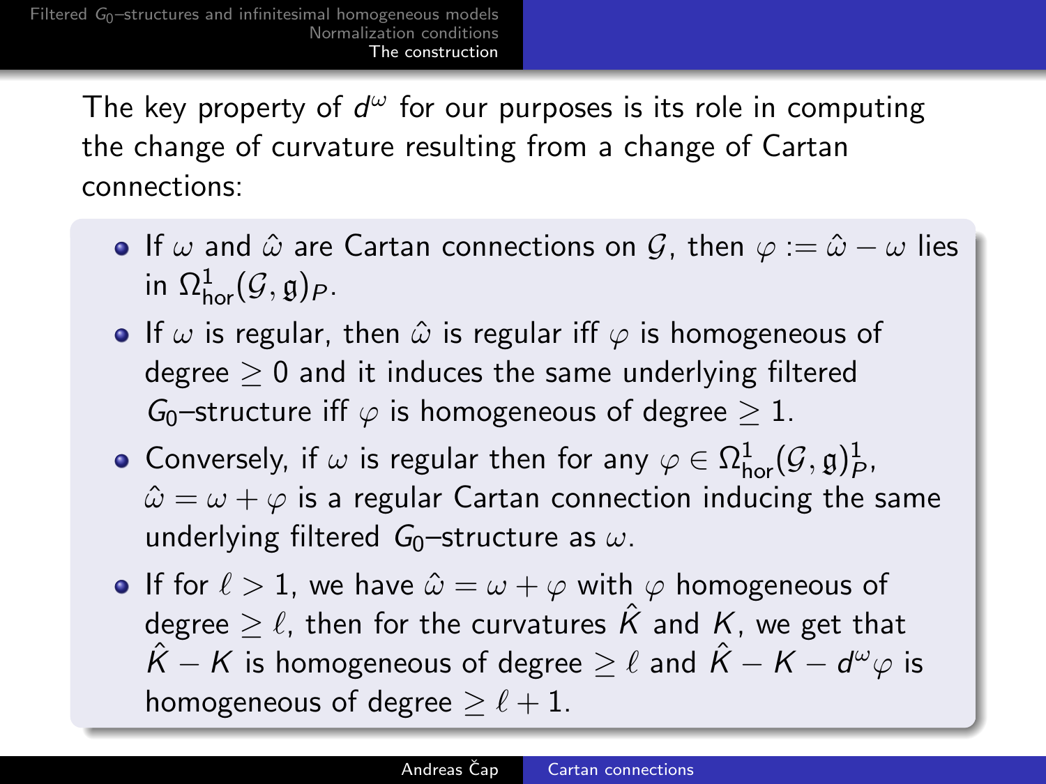The key property of $d^\omega$ for our purposes is its role in computing the change of curvature resulting from a change of Cartan connections:

- If $\omega$ and $\hat{\omega}$ are Cartan connections on $\mathcal{G}$, then $\varphi := \hat{\omega} - \omega$ lies in $\Omega^1_{\text{hor}}(\mathcal{G}, \mathfrak{g})_P$.
- If $\omega$ is regular, then $\hat{\omega}$ is regular iff $\varphi$ is homogeneous of degree $\geq 0$ and it induces the same underlying filtered $G_0$–structure iff $\varphi$ is homogeneous of degree $\geq 1$.
- Conversely, if $\omega$ is regular then for any $\varphi \in \Omega^1_{\text{hor}}(\mathcal{G}, \mathfrak{g})^1_P$, $\hat{\omega} = \omega + \varphi$ is a regular Cartan connection inducing the same underlying filtered $G_0$–structure as $\omega$.
- If for $\ell > 1$, we have $\hat{\omega} = \omega + \varphi$ with $\varphi$ homogeneous of degree $\geq \ell$, then for the curvatures $\hat{K}$ and $K$, we get that $\hat{K} - K$ is homogeneous of degree $\geq \ell$ and $\hat{K} - K - d^\omega \varphi$ is homogeneous of degree $\geq \ell + 1$.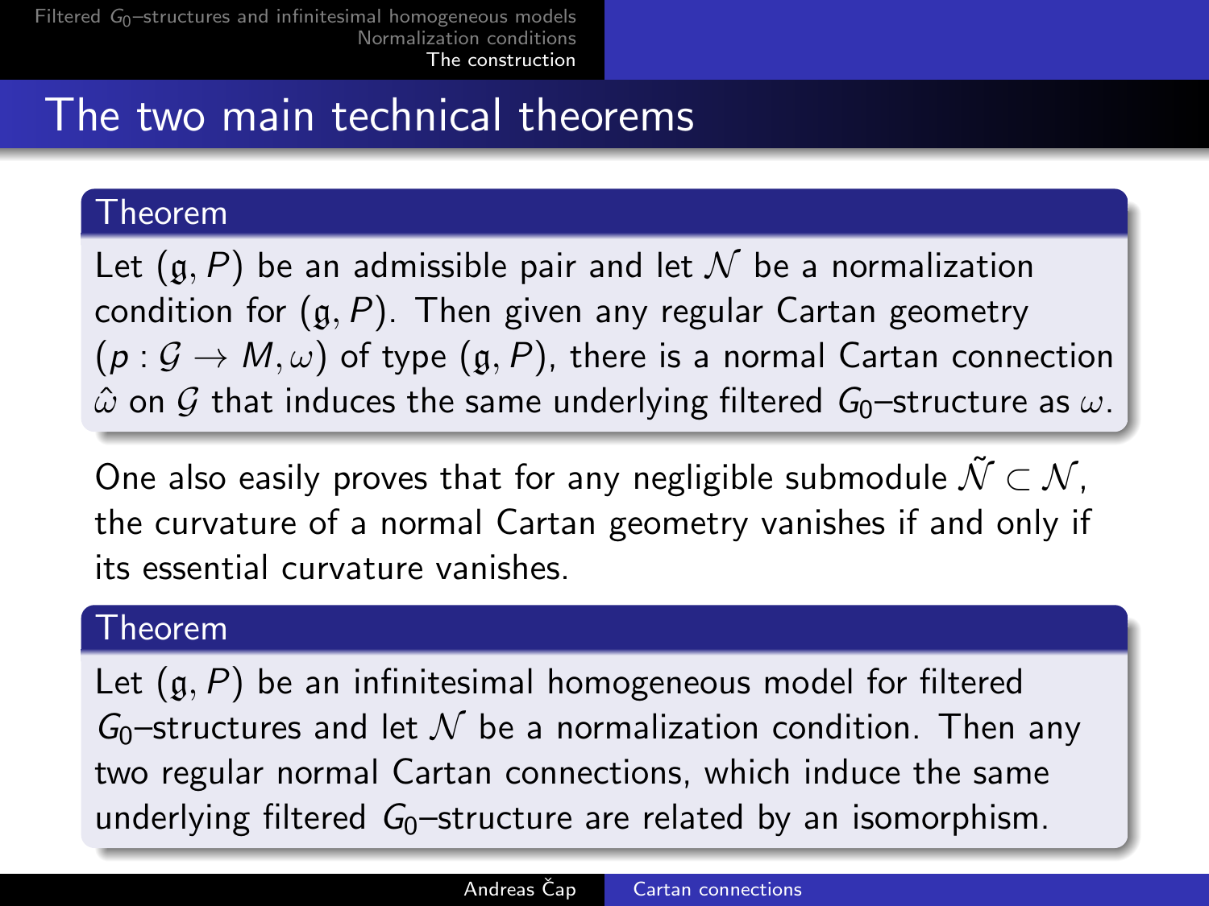# The two main technical theorems

**Theorem**

Let $(\mathfrak{g}, P)$ be an admissible pair and let $\mathcal{N}$ be a normalization condition for $(\mathfrak{g}, P)$. Then given any regular Cartan geometry $(p : \mathcal{G} \to M, \omega)$ of type $(\mathfrak{g}, P)$, there is a normal Cartan connection $\hat{\omega}$ on $\mathcal{G}$ that induces the same underlying filtered $G_0$–structure as $\omega$.

One also easily proves that for any negligible submodule $\tilde{\mathcal{N}} \subset \mathcal{N}$, the curvature of a normal Cartan geometry vanishes if and only if its essential curvature vanishes.

**Theorem**

Let $(\mathfrak{g}, P)$ be an infinitesimal homogeneous model for filtered $G_0$–structures and let $\mathcal{N}$ be a normalization condition. Then any two regular normal Cartan connections, which induce the same underlying filtered $G_0$–structure are related by an isomorphism.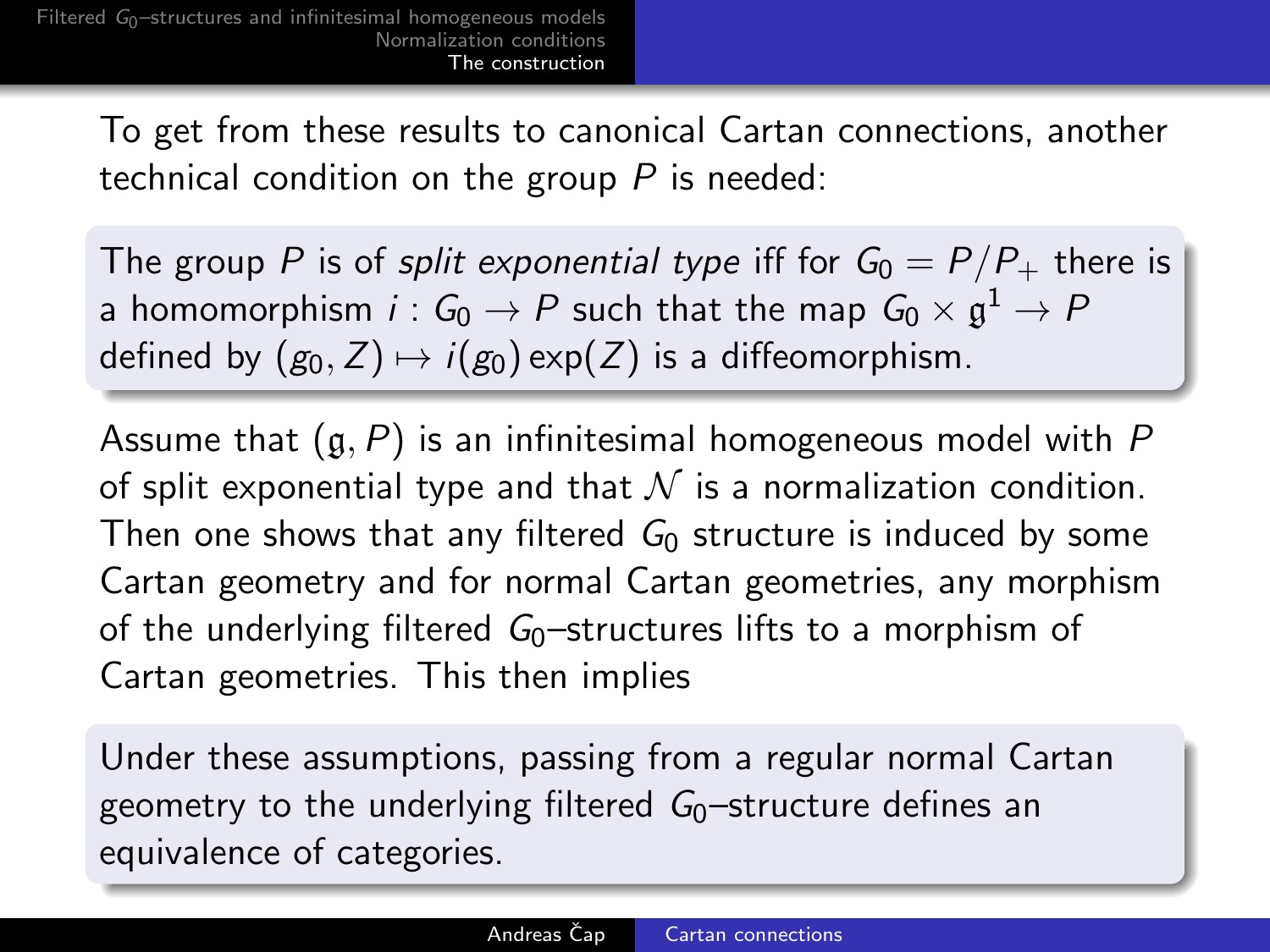To get from these results to canonical Cartan connections, another technical condition on the group $P$ is needed:

The group $P$ is of *split exponential type* iff for $G_0 = P/P_+$ there is a homomorphism $i : G_0 \to P$ such that the map $G_0 \times \mathfrak{g}^1 \to P$ defined by $(g_0, Z) \mapsto i(g_0)\exp(Z)$ is a diffeomorphism.

Assume that $(\mathfrak{g}, P)$ is an infinitesimal homogeneous model with $P$ of split exponential type and that $\mathcal{N}$ is a normalization condition. Then one shows that any filtered $G_0$ structure is induced by some Cartan geometry and for normal Cartan geometries, any morphism of the underlying filtered $G_0$–structures lifts to a morphism of Cartan geometries. This then implies

Under these assumptions, passing from a regular normal Cartan geometry to the underlying filtered $G_0$–structure defines an equivalence of categories.